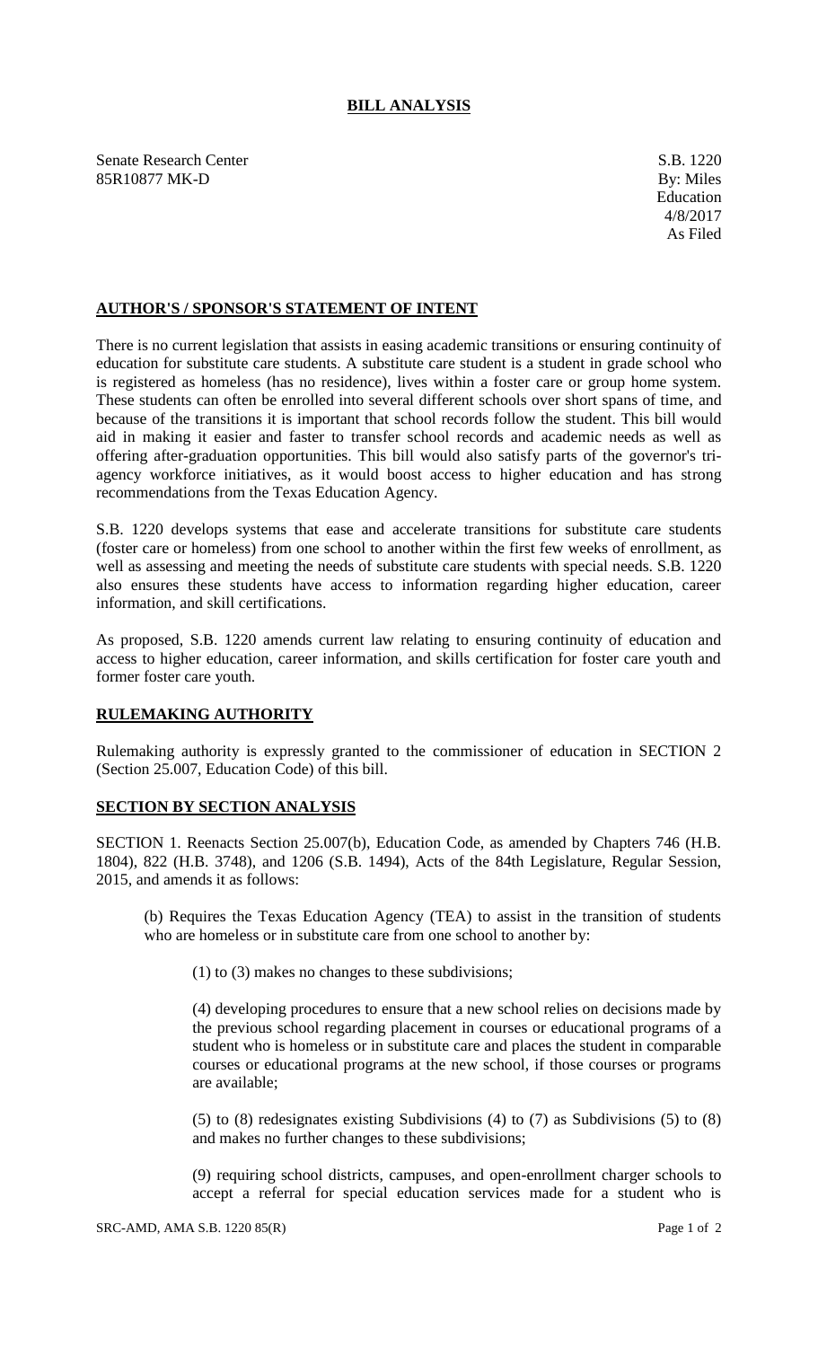# BILL ANALYSIS

Senate Research Center
85R10877 MK-D

S.B. 1220
By: Miles
Education
4/8/2017
As Filed

## AUTHOR'S / SPONSOR'S STATEMENT OF INTENT

There is no current legislation that assists in easing academic transitions or ensuring continuity of education for substitute care students. A substitute care student is a student in grade school who is registered as homeless (has no residence), lives within a foster care or group home system. These students can often be enrolled into several different schools over short spans of time, and because of the transitions it is important that school records follow the student. This bill would aid in making it easier and faster to transfer school records and academic needs as well as offering after-graduation opportunities. This bill would also satisfy parts of the governor's tri-agency workforce initiatives, as it would boost access to higher education and has strong recommendations from the Texas Education Agency.

S.B. 1220 develops systems that ease and accelerate transitions for substitute care students (foster care or homeless) from one school to another within the first few weeks of enrollment, as well as assessing and meeting the needs of substitute care students with special needs. S.B. 1220 also ensures these students have access to information regarding higher education, career information, and skill certifications.

As proposed, S.B. 1220 amends current law relating to ensuring continuity of education and access to higher education, career information, and skills certification for foster care youth and former foster care youth.

## RULEMAKING AUTHORITY

Rulemaking authority is expressly granted to the commissioner of education in SECTION 2 (Section 25.007, Education Code) of this bill.

## SECTION BY SECTION ANALYSIS

SECTION 1. Reenacts Section 25.007(b), Education Code, as amended by Chapters 746 (H.B. 1804), 822 (H.B. 3748), and 1206 (S.B. 1494), Acts of the 84th Legislature, Regular Session, 2015, and amends it as follows:

(b) Requires the Texas Education Agency (TEA) to assist in the transition of students who are homeless or in substitute care from one school to another by:

(1) to (3) makes no changes to these subdivisions;

(4) developing procedures to ensure that a new school relies on decisions made by the previous school regarding placement in courses or educational programs of a student who is homeless or in substitute care and places the student in comparable courses or educational programs at the new school, if those courses or programs are available;

(5) to (8) redesignates existing Subdivisions (4) to (7) as Subdivisions (5) to (8) and makes no further changes to these subdivisions;

(9) requiring school districts, campuses, and open-enrollment charger schools to accept a referral for special education services made for a student who is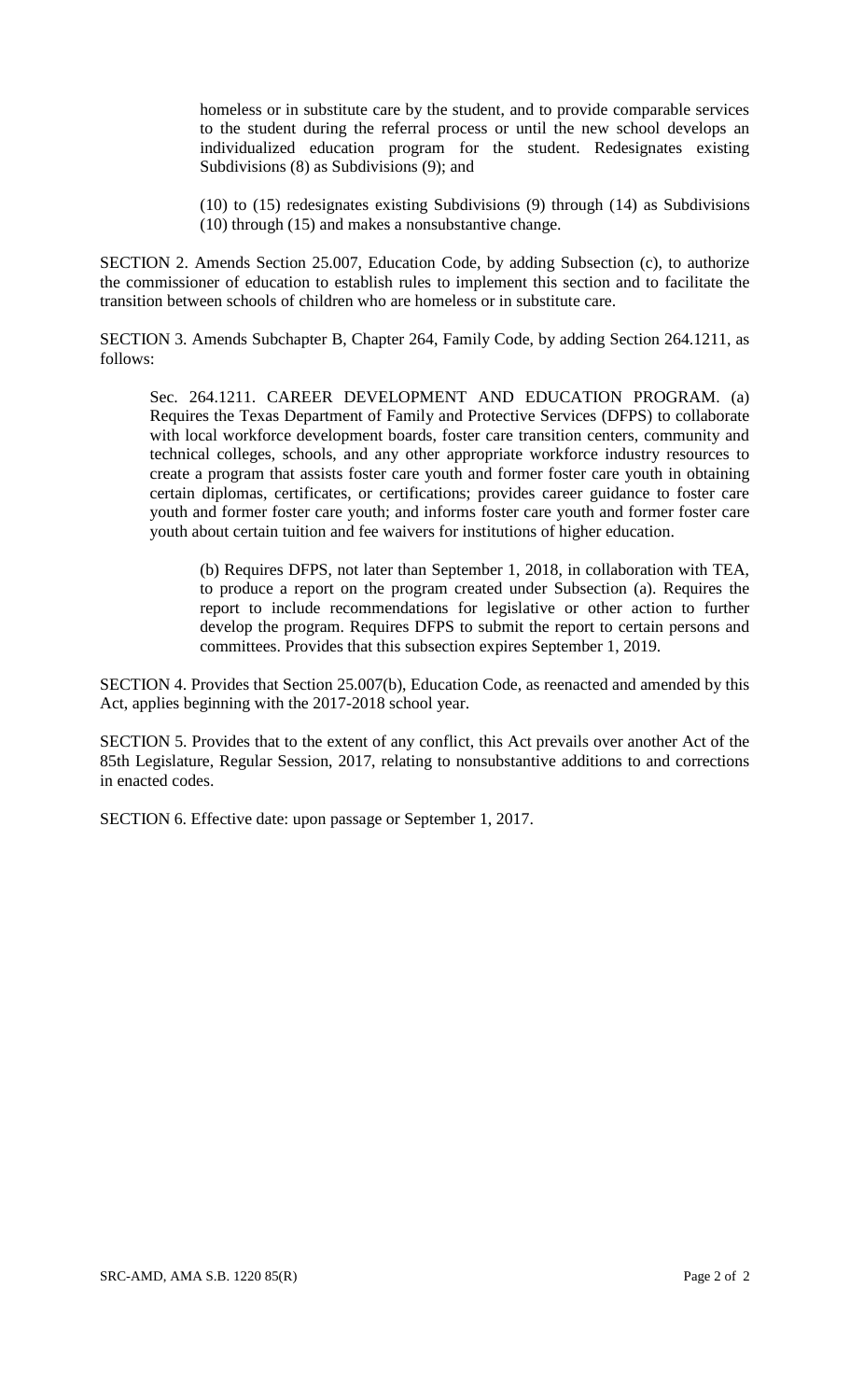homeless or in substitute care by the student, and to provide comparable services to the student during the referral process or until the new school develops an individualized education program for the student. Redesignates existing Subdivisions (8) as Subdivisions (9); and

(10) to (15) redesignates existing Subdivisions (9) through (14) as Subdivisions (10) through (15) and makes a nonsubstantive change.

SECTION 2. Amends Section 25.007, Education Code, by adding Subsection (c), to authorize the commissioner of education to establish rules to implement this section and to facilitate the transition between schools of children who are homeless or in substitute care.

SECTION 3. Amends Subchapter B, Chapter 264, Family Code, by adding Section 264.1211, as follows:

Sec. 264.1211. CAREER DEVELOPMENT AND EDUCATION PROGRAM. (a) Requires the Texas Department of Family and Protective Services (DFPS) to collaborate with local workforce development boards, foster care transition centers, community and technical colleges, schools, and any other appropriate workforce industry resources to create a program that assists foster care youth and former foster care youth in obtaining certain diplomas, certificates, or certifications; provides career guidance to foster care youth and former foster care youth; and informs foster care youth and former foster care youth about certain tuition and fee waivers for institutions of higher education.

(b) Requires DFPS, not later than September 1, 2018, in collaboration with TEA, to produce a report on the program created under Subsection (a). Requires the report to include recommendations for legislative or other action to further develop the program. Requires DFPS to submit the report to certain persons and committees. Provides that this subsection expires September 1, 2019.

SECTION 4. Provides that Section 25.007(b), Education Code, as reenacted and amended by this Act, applies beginning with the 2017-2018 school year.

SECTION 5. Provides that to the extent of any conflict, this Act prevails over another Act of the 85th Legislature, Regular Session, 2017, relating to nonsubstantive additions to and corrections in enacted codes.

SECTION 6. Effective date: upon passage or September 1, 2017.